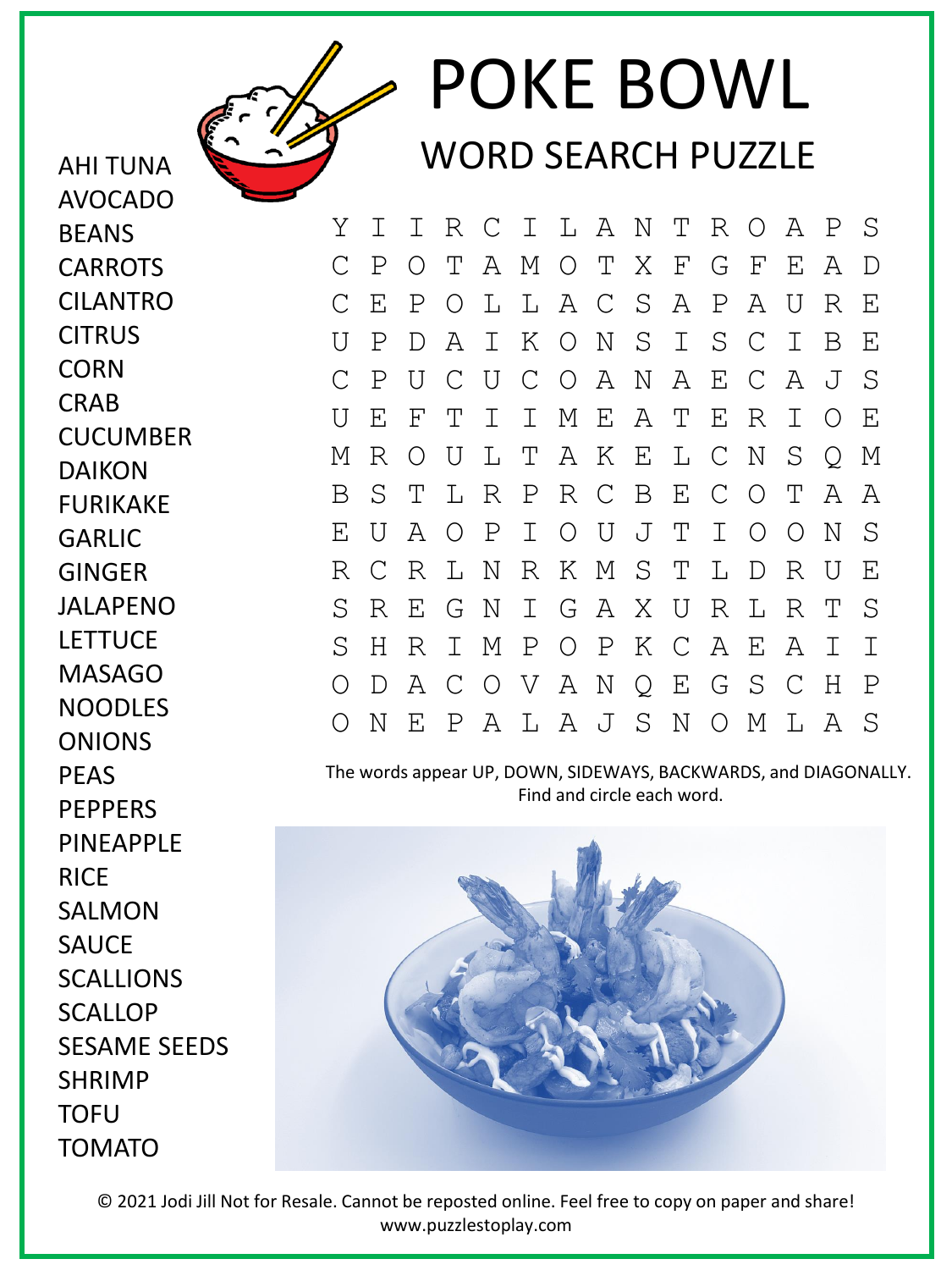# POKE BOWL

## WORD SEARCH PUZZLE

AHI TUNA
AVOCADO
BEANS
CARROTS
CILANTRO
CITRUS
CORN
CRAB
CUCUMBER
DAIKON
FURIKAKE
GARLIC
GINGER
JALAPENO
LETTUCE
MASAGO
NOODLES
ONIONS
PEAS
PEPPERS
PINEAPPLE
RICE
SALMON
SAUCE
SCALLIONS
SCALLOP
SESAME SEEDS
SHRIMP
TOFU
TOMATO

```
Y I I R C I L A N T R O A P S
C P O T A M O T X F G F E A D
C E P O L L A C S A P A U R E
U P D A I K O N S I S C I B E
C P U C U C O A N A E C A J S
U E F T I I M E A T E R I O E
M R O U L T A K E L C N S Q M
B S T L R P R C B E C O T A A
E U A O P I O U J T I O O N S
R C R L N R K M S T L D R U E
S R E G N I G A X U R L R T S
S H R I M P O P K C A E A I I
O D A C O V A N Q E G S C H P
O N E P A L A J S N O M L A S
```

The words appear UP, DOWN, SIDEWAYS, BACKWARDS, and DIAGONALLY. Find and circle each word.

© 2021 Jodi Jill Not for Resale. Cannot be reposted online. Feel free to copy on paper and share!
www.puzzlestoplay.com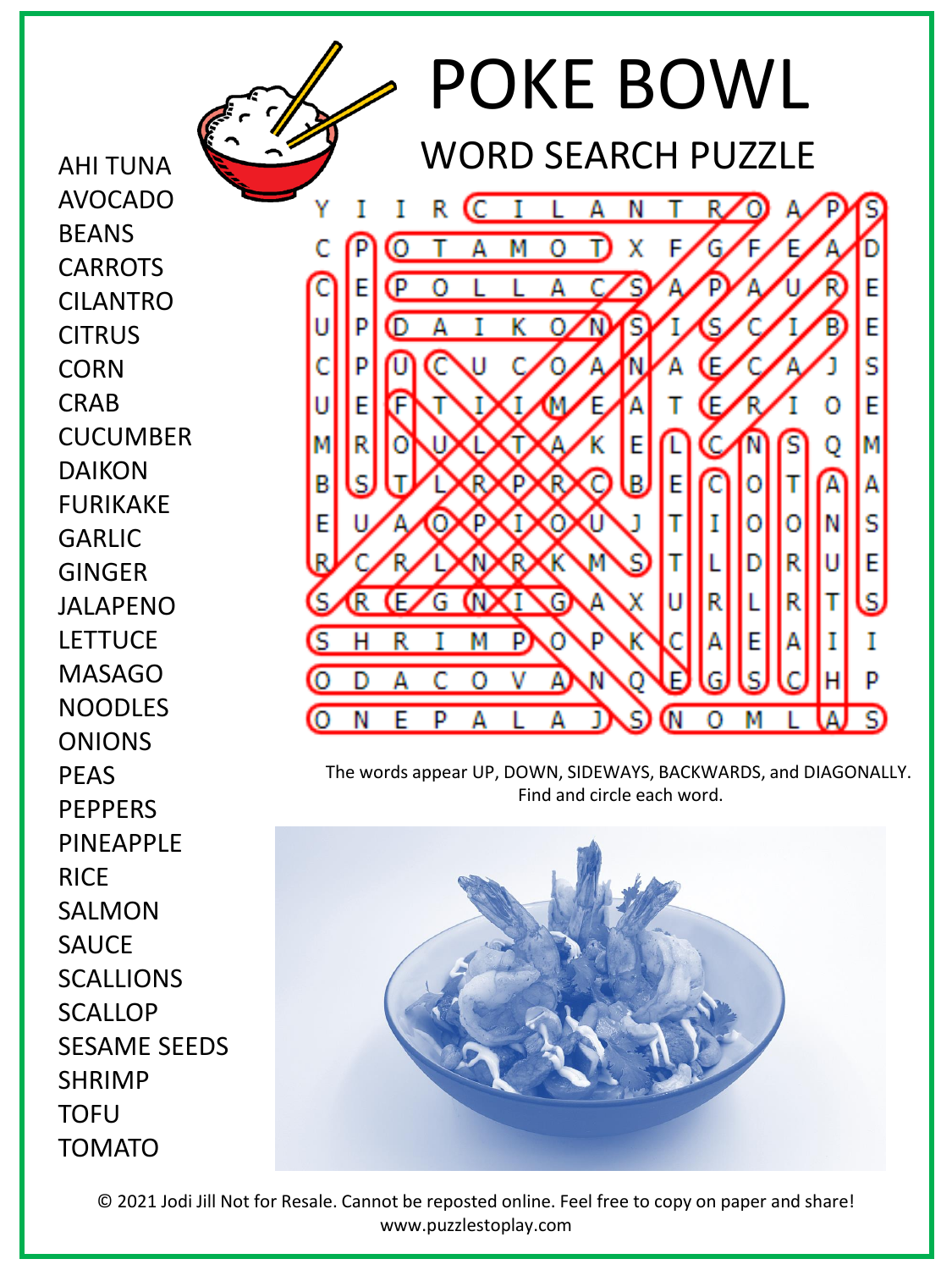# POKE BOWL

## WORD SEARCH PUZZLE

AHI TUNA
AVOCADO
BEANS
CARROTS
CILANTRO
CITRUS
CORN
CRAB
CUCUMBER
DAIKON
FURIKAKE
GARLIC
GINGER
JALAPENO
LETTUCE
MASAGO
NOODLES
ONIONS
PEAS
PEPPERS
PINEAPPLE
RICE
SALMON
SAUCE
SCALLIONS
SCALLOP
SESAME SEEDS
SHRIMP
TOFU
TOMATO

| | | | | | | | | | | | | | | |
|---|---|---|---|---|---|---|---|---|---|---|---|---|---|---|
| Y | I | I | R | C | I | L | A | N | T | R | O | A | P | S |
| C | P | O | T | A | M | O | T | X | F | G | F | E | A | D |
| C | E | P | O | L | L | A | C | S | A | P | A | U | R | E |
| U | P | D | A | I | K | O | N | S | I | S | C | I | B | E |
| C | P | U | C | U | C | O | A | N | A | E | C | A | J | S |
| U | E | F | T | I | I | M | E | A | T | E | R | I | O | E |
| M | R | O | U | L | T | A | K | E | L | C | N | S | Q | M |
| B | S | T | L | R | P | R | C | B | E | C | O | T | A | A |
| E | U | A | O | P | I | O | U | J | T | I | O | O | N | S |
| R | C | R | L | N | R | K | M | S | T | L | D | R | U | E |
| S | R | E | G | N | I | G | A | X | U | R | L | R | T | S |
| S | H | R | I | M | P | O | P | K | C | A | E | A | I | I |
| O | D | A | C | O | V | A | N | Q | E | G | S | C | H | P |
| O | N | E | P | A | L | A | J | S | N | O | M | L | A | S |

The words appear UP, DOWN, SIDEWAYS, BACKWARDS, and DIAGONALLY.
Find and circle each word.

© 2021 Jodi Jill Not for Resale. Cannot be reposted online. Feel free to copy on paper and share!
www.puzzlestoplay.com